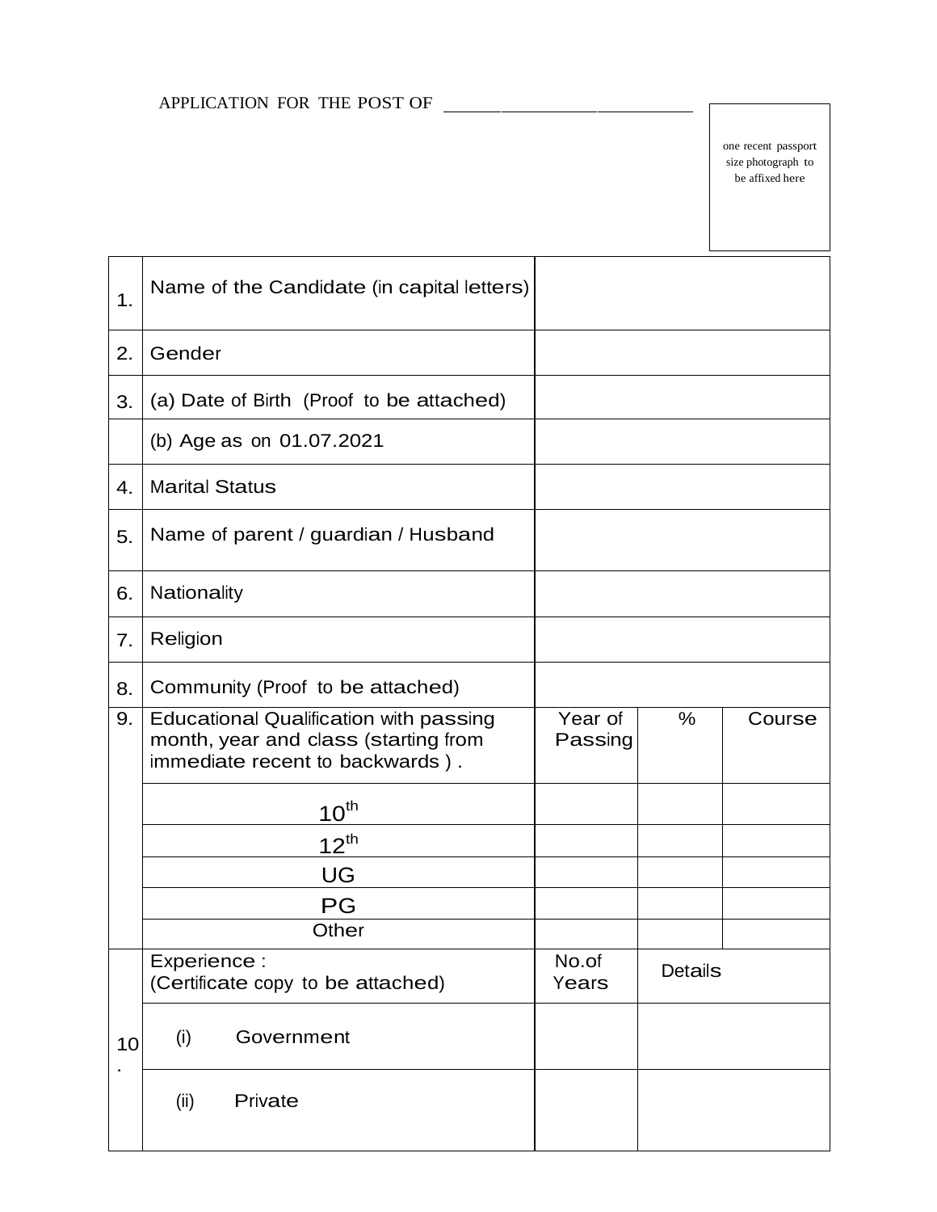APPLICATION FOR THE POST OF ______________________

one recent passport size photograph to be affixed here

| | | | | |
|---|---|---|---|---|
| 1. | Name of the Candidate (in capital letters) | | | |
| 2. | Gender | | | |
| 3. | (a) Date of Birth (Proof to be attached) | | | |
| | (b) Age as on 01.07.2021 | | | |
| 4. | Marital Status | | | |
| 5. | Name of parent / guardian / Husband | | | |
| 6. | Nationality | | | |
| 7. | Religion | | | |
| 8. | Community (Proof to be attached) | | | |
| 9. | Educational Qualification with passing month, year and class (starting from immediate recent to backwards ) . | Year of Passing | % | Course |
| | $10^{th}$ | | | |
| | $12^{th}$ | | | |
| | UG | | | |
| | PG | | | |
| | Other | | | |
| 10. | Experience : (Certificate copy to be attached) | No.of Years | Details | |
| | (i) Government | | | |
| | (ii) Private | | | |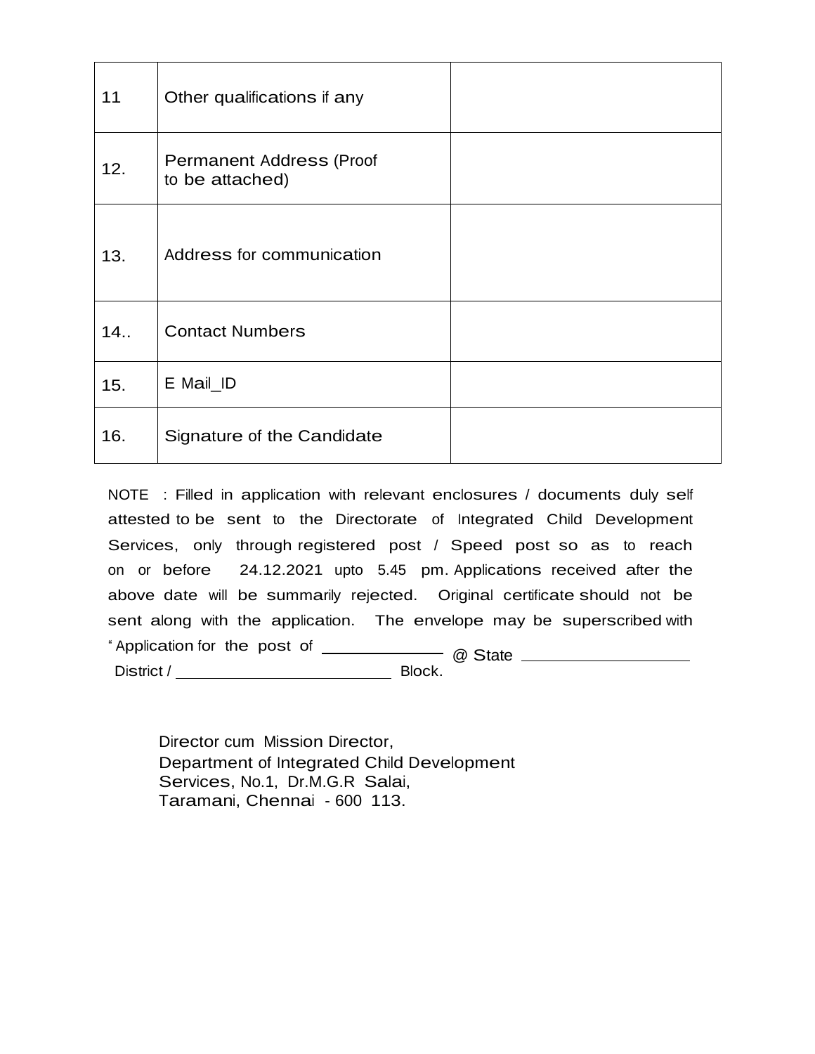| | | |
|---|---|---|
| 11 | Other qualifications if any | |
| 12. | Permanent Address (Proof to be attached) | |
| 13. | Address for communication | |
| 14.. | Contact Numbers | |
| 15. | E Mail_ID | |
| 16. | Signature of the Candidate | |

NOTE : Filled in application with relevant enclosures / documents duly self attested to be sent to the Directorate of Integrated Child Development Services, only through registered post / Speed post so as to reach on or before 24.12.2021 upto 5.45 pm. Applications received after the above date will be summarily rejected. Original certificate should not be sent along with the application. The envelope may be superscribed with " Application for the post of ______________ @ State __________________ District / ________________________ Block.

Director cum Mission Director,
Department of Integrated Child Development Services, No.1, Dr.M.G.R Salai,
Taramani, Chennai - 600 113.